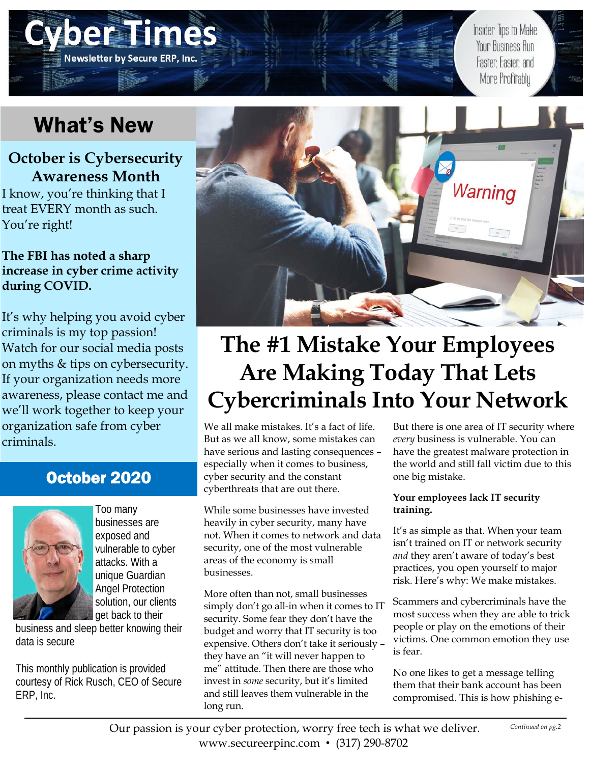# Cyber Times

Newsletter by Secure ERP, Inc.

Insider Tips to Make Your Business Run Faster, Easier, and More Profitably

## What's New

### October is Cybersecurity Awareness Month

I know, you're thinking that I treat EVERY month as such. You're right!

**The FBI has noted a sharp increase in cyber crime activity during COVID.**

It's why helping you avoid cyber criminals is my top passion! Watch for our social media posts on myths & tips on cybersecurity. If your organization needs more awareness, please contact me and we'll work together to keep your organization safe from cyber criminals.

## October 2020

Too many businesses are exposed and vulnerable to cyber attacks. With a unique Guardian Angel Protection solution, our clients get back to their business and sleep better knowing their data is secure

This monthly publication is provided courtesy of Rick Rusch, CEO of Secure ERP, Inc.

# The #1 Mistake Your Employees Are Making Today That Lets Cybercriminals Into Your Network

We all make mistakes. It's a fact of life. But as we all know, some mistakes can have serious and lasting consequences – especially when it comes to business, cyber security and the constant cyberthreats that are out there.

While some businesses have invested heavily in cyber security, many have not. When it comes to network and data security, one of the most vulnerable areas of the economy is small businesses.

More often than not, small businesses simply don't go all-in when it comes to IT security. Some fear they don't have the budget and worry that IT security is too expensive. Others don't take it seriously – they have an "it will never happen to me" attitude. Then there are those who invest in *some* security, but it's limited and still leaves them vulnerable in the long run.

But there is one area of IT security where *every* business is vulnerable. You can have the greatest malware protection in the world and still fall victim due to this one big mistake.

**Your employees lack IT security training.**

It's as simple as that. When your team isn't trained on IT or network security *and* they aren't aware of today's best practices, you open yourself to major risk. Here's why: We make mistakes.

Scammers and cybercriminals have the most success when they are able to trick people or play on the emotions of their victims. One common emotion they use is fear.

No one likes to get a message telling them that their bank account has been compromised. This is how phishing e-

*Continued on pg.2*

Our passion is your cyber protection, worry free tech is what we deliver.
www.secureerpinc.com • (317) 290-8702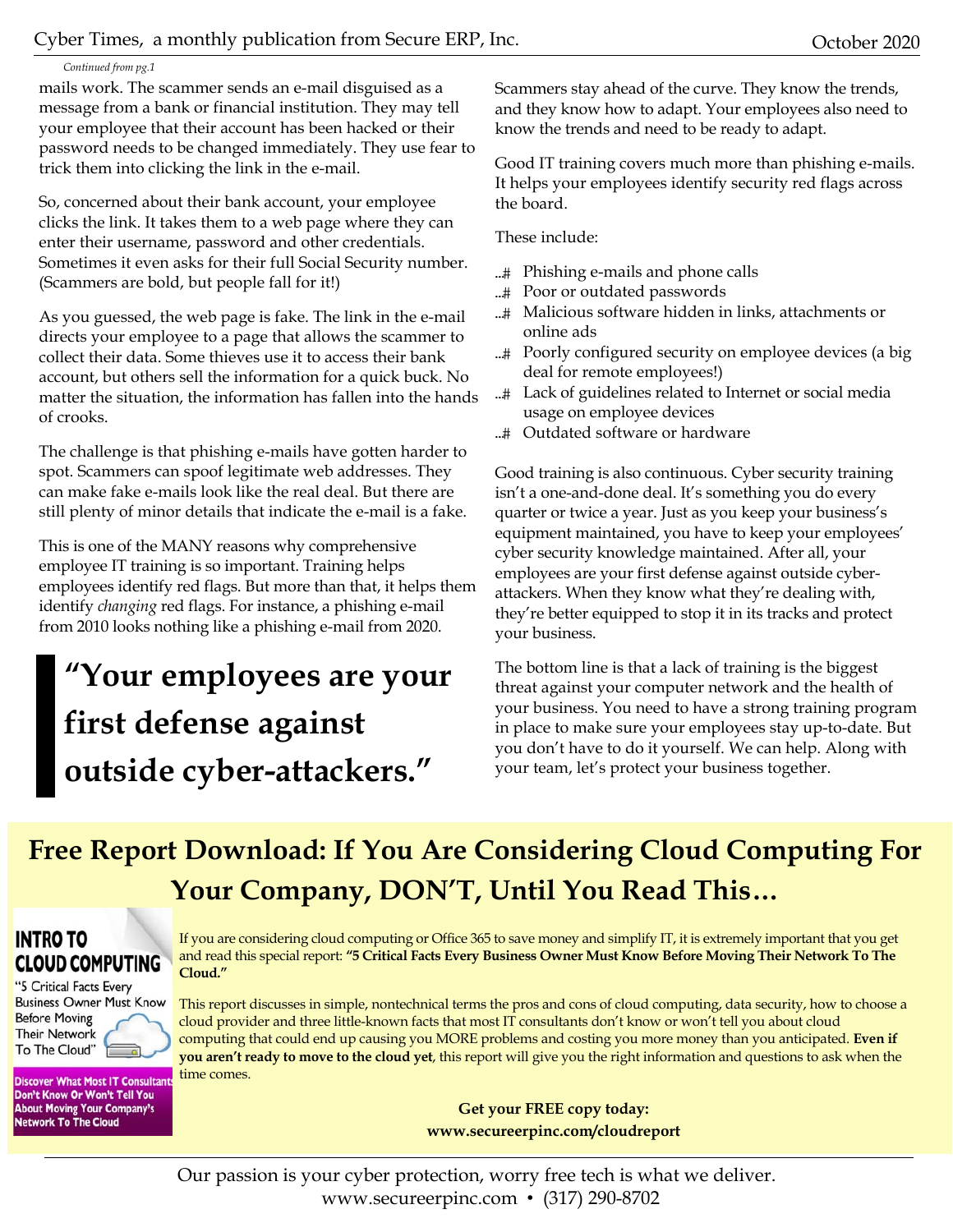*Continued from pg.1*

mails work. The scammer sends an e-mail disguised as a message from a bank or financial institution. They may tell your employee that their account has been hacked or their password needs to be changed immediately. They use fear to trick them into clicking the link in the e-mail.

So, concerned about their bank account, your employee clicks the link. It takes them to a web page where they can enter their username, password and other credentials. Sometimes it even asks for their full Social Security number. (Scammers are bold, but people fall for it!)

As you guessed, the web page is fake. The link in the e-mail directs your employee to a page that allows the scammer to collect their data. Some thieves use it to access their bank account, but others sell the information for a quick buck. No matter the situation, the information has fallen into the hands of crooks.

The challenge is that phishing e-mails have gotten harder to spot. Scammers can spoof legitimate web addresses. They can make fake e-mails look like the real deal. But there are still plenty of minor details that indicate the e-mail is a fake.

This is one of the MANY reasons why comprehensive employee IT training is so important. Training helps employees identify red flags. But more than that, it helps them identify *changing* red flags. For instance, a phishing e-mail from 2010 looks nothing like a phishing e-mail from 2020.

> **"Your employees are your first defense against outside cyber-attackers."**

Scammers stay ahead of the curve. They know the trends, and they know how to adapt. Your employees also need to know the trends and need to be ready to adapt.

Good IT training covers much more than phishing e-mails. It helps your employees identify security red flags across the board.

These include:

- Phishing e-mails and phone calls
- Poor or outdated passwords
- Malicious software hidden in links, attachments or online ads
- Poorly configured security on employee devices (a big deal for remote employees!)
- Lack of guidelines related to Internet or social media usage on employee devices
- Outdated software or hardware

Good training is also continuous. Cyber security training isn't a one-and-done deal. It's something you do every quarter or twice a year. Just as you keep your business's equipment maintained, you have to keep your employees' cyber security knowledge maintained. After all, your employees are your first defense against outside cyber-attackers. When they know what they're dealing with, they're better equipped to stop it in its tracks and protect your business.

The bottom line is that a lack of training is the biggest threat against your computer network and the health of your business. You need to have a strong training program in place to make sure your employees stay up-to-date. But you don't have to do it yourself. We can help. Along with your team, let's protect your business together.

## Free Report Download: If You Are Considering Cloud Computing For Your Company, DON'T, Until You Read This…

**INTRO TO CLOUD COMPUTING**

"5 Critical Facts Every Business Owner Must Know Before Moving Their Network To The Cloud"

**Discover What Most IT Consultants Don't Know Or Won't Tell You About Moving Your Company's Network To The Cloud**

If you are considering cloud computing or Office 365 to save money and simplify IT, it is extremely important that you get and read this special report: **"5 Critical Facts Every Business Owner Must Know Before Moving Their Network To The Cloud."**

This report discusses in simple, nontechnical terms the pros and cons of cloud computing, data security, how to choose a cloud provider and three little-known facts that most IT consultants don't know or won't tell you about cloud computing that could end up causing you MORE problems and costing you more money than you anticipated. **Even if you aren't ready to move to the cloud yet**, this report will give you the right information and questions to ask when the time comes.

**Get your FREE copy today:**
**www.secureerpinc.com/cloudreport**

Our passion is your cyber protection, worry free tech is what we deliver.
www.secureerpinc.com • (317) 290-8702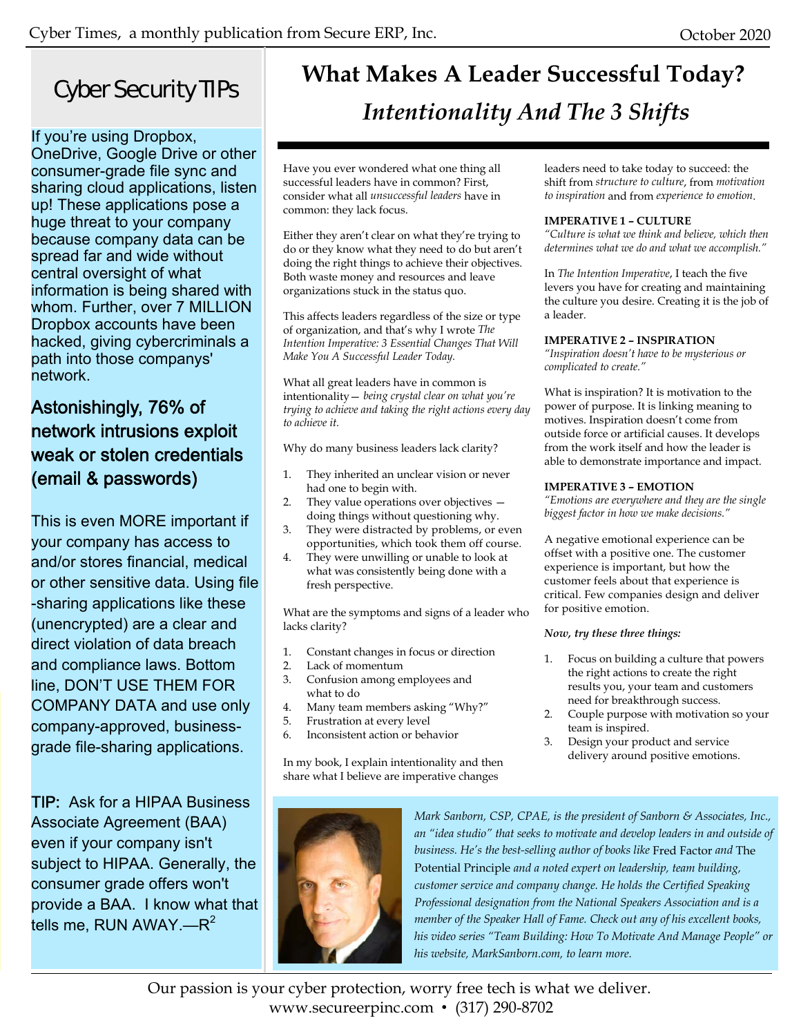## Cyber Security TIPs

If you're using Dropbox, OneDrive, Google Drive or other consumer-grade file sync and sharing cloud applications, listen up! These applications pose a huge threat to your company because company data can be spread far and wide without central oversight of what information is being shared with whom. Further, over 7 MILLION Dropbox accounts have been hacked, giving cybercriminals a path into those companys' network.

### Astonishingly, 76% of network intrusions exploit weak or stolen credentials (email & passwords)

This is even MORE important if your company has access to and/or stores financial, medical or other sensitive data. Using file-sharing applications like these (unencrypted) are a clear and direct violation of data breach and compliance laws. Bottom line, DON'T USE THEM FOR COMPANY DATA and use only company-approved, business-grade file-sharing applications.

TIP: Ask for a HIPAA Business Associate Agreement (BAA) even if your company isn't subject to HIPAA. Generally, the consumer grade offers won't provide a BAA. I know what that tells me, RUN AWAY.—$R^2$

# What Makes A Leader Successful Today?

## *Intentionality And The 3 Shifts*

Have you ever wondered what one thing all successful leaders have in common? First, consider what all *unsuccessful leaders* have in common: they lack focus.

Either they aren't clear on what they're trying to do or they know what they need to do but aren't doing the right things to achieve their objectives. Both waste money and resources and leave organizations stuck in the status quo.

This affects leaders regardless of the size or type of organization, and that's why I wrote *The Intention Imperative: 3 Essential Changes That Will Make You A Successful Leader Today.*

What all great leaders have in common is intentionality— *being crystal clear on what you're trying to achieve and taking the right actions every day to achieve it.*

Why do many business leaders lack clarity?

1. They inherited an unclear vision or never had one to begin with.
2. They value operations over objectives — doing things without questioning why.
3. They were distracted by problems, or even opportunities, which took them off course.
4. They were unwilling or unable to look at what was consistently being done with a fresh perspective.

What are the symptoms and signs of a leader who lacks clarity?

1. Constant changes in focus or direction
2. Lack of momentum
3. Confusion among employees and what to do
4. Many team members asking "Why?"
5. Frustration at every level
6. Inconsistent action or behavior

In my book, I explain intentionality and then share what I believe are imperative changes leaders need to take today to succeed: the shift from *structure to culture*, from *motivation to inspiration* and from *experience to emotion*.

**IMPERATIVE 1 – CULTURE**

*"Culture is what we think and believe, which then determines what we do and what we accomplish."*

In *The Intention Imperative*, I teach the five levers you have for creating and maintaining the culture you desire. Creating it is the job of a leader.

**IMPERATIVE 2 – INSPIRATION**

*"Inspiration doesn't have to be mysterious or complicated to create."*

What is inspiration? It is motivation to the power of purpose. It is linking meaning to motives. Inspiration doesn't come from outside force or artificial causes. It develops from the work itself and how the leader is able to demonstrate importance and impact.

**IMPERATIVE 3 – EMOTION**

*"Emotions are everywhere and they are the single biggest factor in how we make decisions."*

A negative emotional experience can be offset with a positive one. The customer experience is important, but how the customer feels about that experience is critical. Few companies design and deliver for positive emotion.

***Now, try these three things:***

1. Focus on building a culture that powers the right actions to create the right results you, your team and customers need for breakthrough success.
2. Couple purpose with motivation so your team is inspired.
3. Design your product and service delivery around positive emotions.

*Mark Sanborn, CSP, CPAE, is the president of Sanborn & Associates, Inc., an "idea studio" that seeks to motivate and develop leaders in and outside of business. He's the best-selling author of books like* Fred Factor *and* The Potential Principle *and a noted expert on leadership, team building, customer service and company change. He holds the Certified Speaking Professional designation from the National Speakers Association and is a member of the Speaker Hall of Fame. Check out any of his excellent books, his video series "Team Building: How To Motivate And Manage People" or his website, MarkSanborn.com, to learn more.*

Our passion is your cyber protection, worry free tech is what we deliver.
www.secureerpinc.com • (317) 290-8702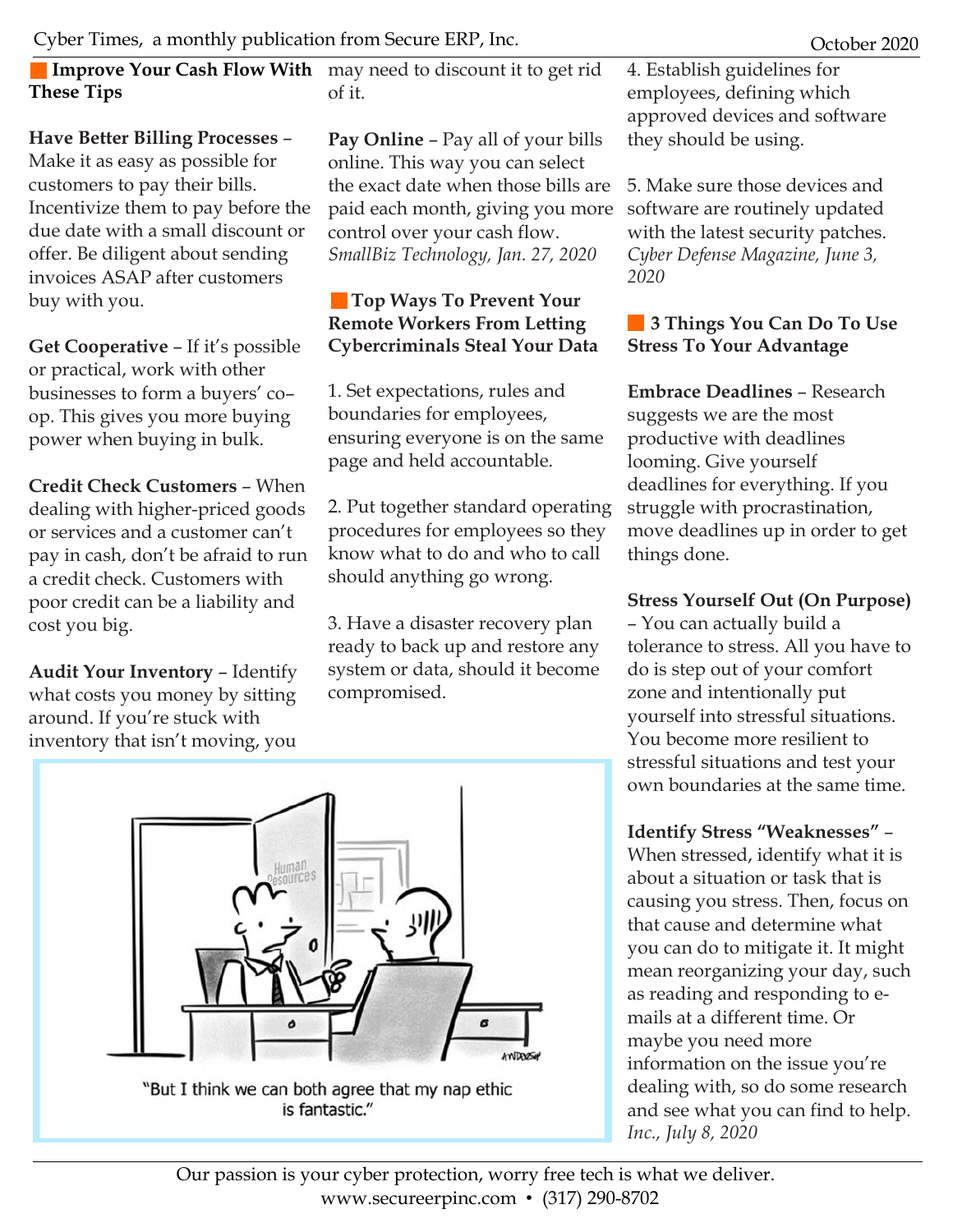## Improve Your Cash Flow With These Tips

**Have Better Billing Processes** – Make it as easy as possible for customers to pay their bills. Incentivize them to pay before the due date with a small discount or offer. Be diligent about sending invoices ASAP after customers buy with you.

**Get Cooperative** – If it's possible or practical, work with other businesses to form a buyers' co-op. This gives you more buying power when buying in bulk.

**Credit Check Customers** – When dealing with higher-priced goods or services and a customer can't pay in cash, don't be afraid to run a credit check. Customers with poor credit can be a liability and cost you big.

**Audit Your Inventory** – Identify what costs you money by sitting around. If you're stuck with inventory that isn't moving, you may need to discount it to get rid of it.

**Pay Online** – Pay all of your bills online. This way you can select the exact date when those bills are paid each month, giving you more control over your cash flow.

*SmallBiz Technology, Jan. 27, 2020*

## Top Ways To Prevent Your Remote Workers From Letting Cybercriminals Steal Your Data

1. Set expectations, rules and boundaries for employees, ensuring everyone is on the same page and held accountable.

2. Put together standard operating procedures for employees so they know what to do and who to call should anything go wrong.

3. Have a disaster recovery plan ready to back up and restore any system or data, should it become compromised.

4. Establish guidelines for employees, defining which approved devices and software they should be using.

5. Make sure those devices and software are routinely updated with the latest security patches.

*Cyber Defense Magazine, June 3, 2020*

"But I think we can both agree that my nap ethic is fantastic."

## 3 Things You Can Do To Use Stress To Your Advantage

**Embrace Deadlines** – Research suggests we are the most productive with deadlines looming. Give yourself deadlines for everything. If you struggle with procrastination, move deadlines up in order to get things done.

**Stress Yourself Out (On Purpose)** – You can actually build a tolerance to stress. All you have to do is step out of your comfort zone and intentionally put yourself into stressful situations. You become more resilient to stressful situations and test your own boundaries at the same time.

**Identify Stress "Weaknesses"** – When stressed, identify what it is about a situation or task that is causing you stress. Then, focus on that cause and determine what you can do to mitigate it. It might mean reorganizing your day, such as reading and responding to e-mails at a different time. Or maybe you need more information on the issue you're dealing with, so do some research and see what you can find to help.

*Inc., July 8, 2020*